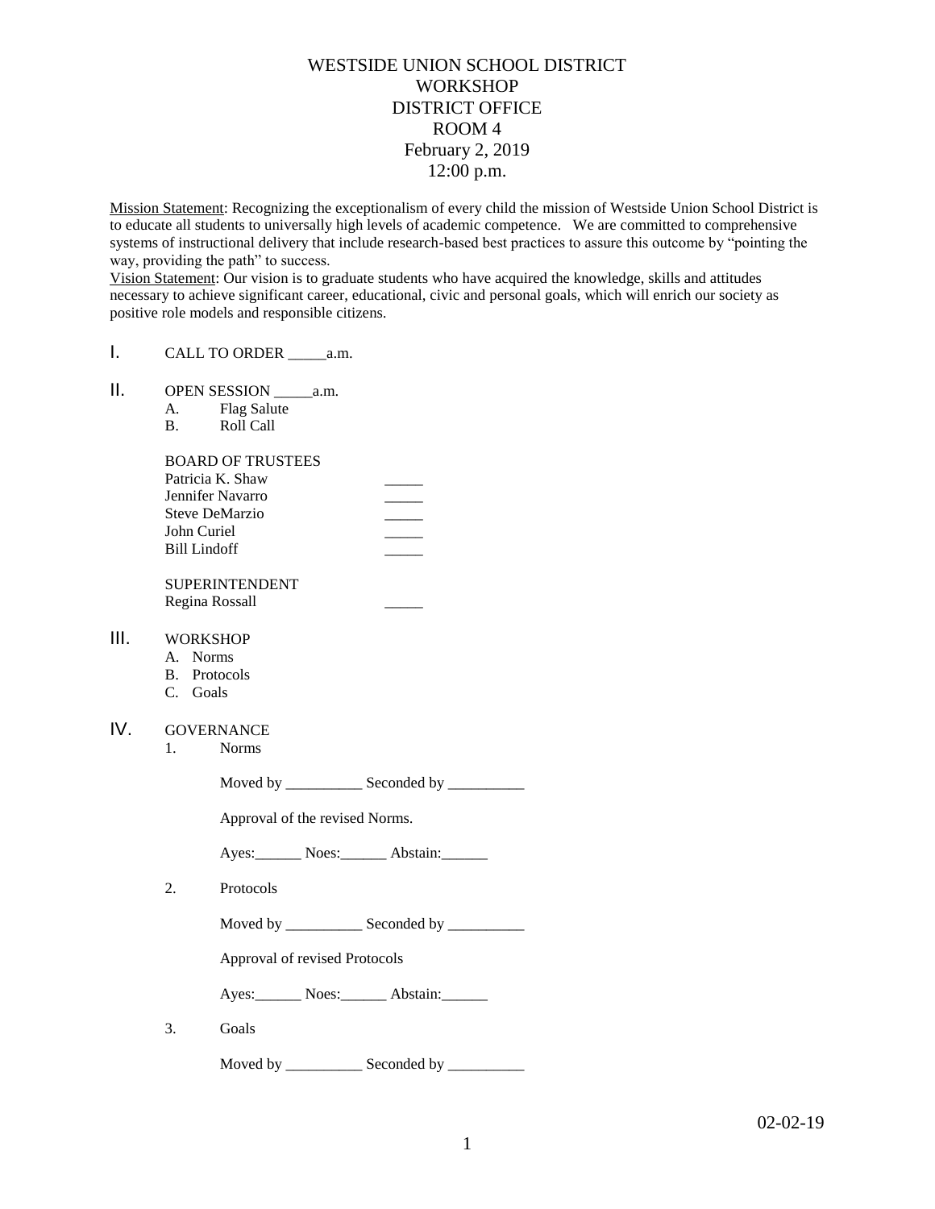# WESTSIDE UNION SCHOOL DISTRICT
## WORKSHOP
## DISTRICT OFFICE
## ROOM 4
## February 2, 2019
## 12:00 p.m.

Mission Statement: Recognizing the exceptionalism of every child the mission of Westside Union School District is to educate all students to universally high levels of academic competence. We are committed to comprehensive systems of instructional delivery that include research-based best practices to assure this outcome by "pointing the way, providing the path" to success.

Vision Statement: Our vision is to graduate students who have acquired the knowledge, skills and attitudes necessary to achieve significant career, educational, civic and personal goals, which will enrich our society as positive role models and responsible citizens.

I. CALL TO ORDER _____a.m.

II. OPEN SESSION _____a.m.

   A. Flag Salute

   B. Roll Call

   BOARD OF TRUSTEES

   Patricia K. Shaw _____

   Jennifer Navarro _____

   Steve DeMarzio _____

   John Curiel _____

   Bill Lindoff _____

   SUPERINTENDENT

   Regina Rossall _____

III. WORKSHOP

   A. Norms

   B. Protocols

   C. Goals

IV. GOVERNANCE

   1. Norms

      Moved by __________ Seconded by __________

      Approval of the revised Norms.

      Ayes:______ Noes:______ Abstain:______

   2. Protocols

      Moved by __________ Seconded by __________

      Approval of revised Protocols

      Ayes:______ Noes:______ Abstain:______

   3. Goals

      Moved by __________ Seconded by __________

02-02-19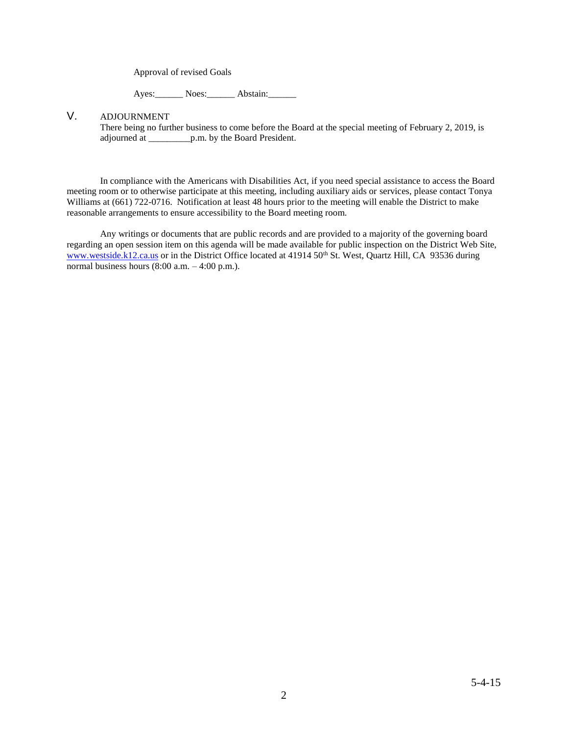Approval of revised Goals

Ayes:\_\_\_\_\_\_ Noes:\_\_\_\_\_\_ Abstain:\_\_\_\_\_\_

V. ADJOURNMENT

There being no further business to come before the Board at the special meeting of February 2, 2019, is adjourned at \_\_\_\_\_\_\_\_\_p.m. by the Board President.

In compliance with the Americans with Disabilities Act, if you need special assistance to access the Board meeting room or to otherwise participate at this meeting, including auxiliary aids or services, please contact Tonya Williams at (661) 722-0716. Notification at least 48 hours prior to the meeting will enable the District to make reasonable arrangements to ensure accessibility to the Board meeting room.

Any writings or documents that are public records and are provided to a majority of the governing board regarding an open session item on this agenda will be made available for public inspection on the District Web Site, www.westside.k12.ca.us or in the District Office located at 41914 50th St. West, Quartz Hill, CA 93536 during normal business hours (8:00 a.m. – 4:00 p.m.).

5-4-15